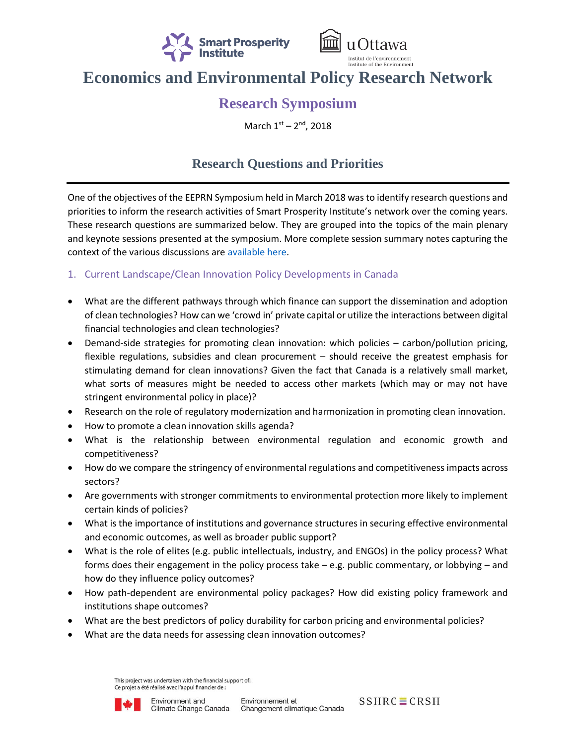# Economics and Environmental Policy Research Network

## Research Symposium

March 1st – 2nd, 2018

## Research Questions and Priorities

One of the objectives of the EEPRN Symposium held in March 2018 was to identify research questions and priorities to inform the research activities of Smart Prosperity Institute's network over the coming years. These research questions are summarized below. They are grouped into the topics of the main plenary and keynote sessions presented at the symposium. More complete session summary notes capturing the context of the various discussions are available here.

### 1. Current Landscape/Clean Innovation Policy Developments in Canada

- What are the different pathways through which finance can support the dissemination and adoption of clean technologies? How can we 'crowd in' private capital or utilize the interactions between digital financial technologies and clean technologies?
- Demand-side strategies for promoting clean innovation: which policies – carbon/pollution pricing, flexible regulations, subsidies and clean procurement – should receive the greatest emphasis for stimulating demand for clean innovations? Given the fact that Canada is a relatively small market, what sorts of measures might be needed to access other markets (which may or may not have stringent environmental policy in place)?
- Research on the role of regulatory modernization and harmonization in promoting clean innovation.
- How to promote a clean innovation skills agenda?
- What is the relationship between environmental regulation and economic growth and competitiveness?
- How do we compare the stringency of environmental regulations and competitiveness impacts across sectors?
- Are governments with stronger commitments to environmental protection more likely to implement certain kinds of policies?
- What is the importance of institutions and governance structures in securing effective environmental and economic outcomes, as well as broader public support?
- What is the role of elites (e.g. public intellectuals, industry, and ENGOs) in the policy process? What forms does their engagement in the policy process take – e.g. public commentary, or lobbying – and how do they influence policy outcomes?
- How path-dependent are environmental policy packages? How did existing policy framework and institutions shape outcomes?
- What are the best predictors of policy durability for carbon pricing and environmental policies?
- What are the data needs for assessing clean innovation outcomes?

This project was undertaken with the financial support of:
Ce projet a été réalisé avec l'appui financier de :

Environment and Climate Change Canada — Environnement et Changement climatique Canada — SSHRC ≡ CRSH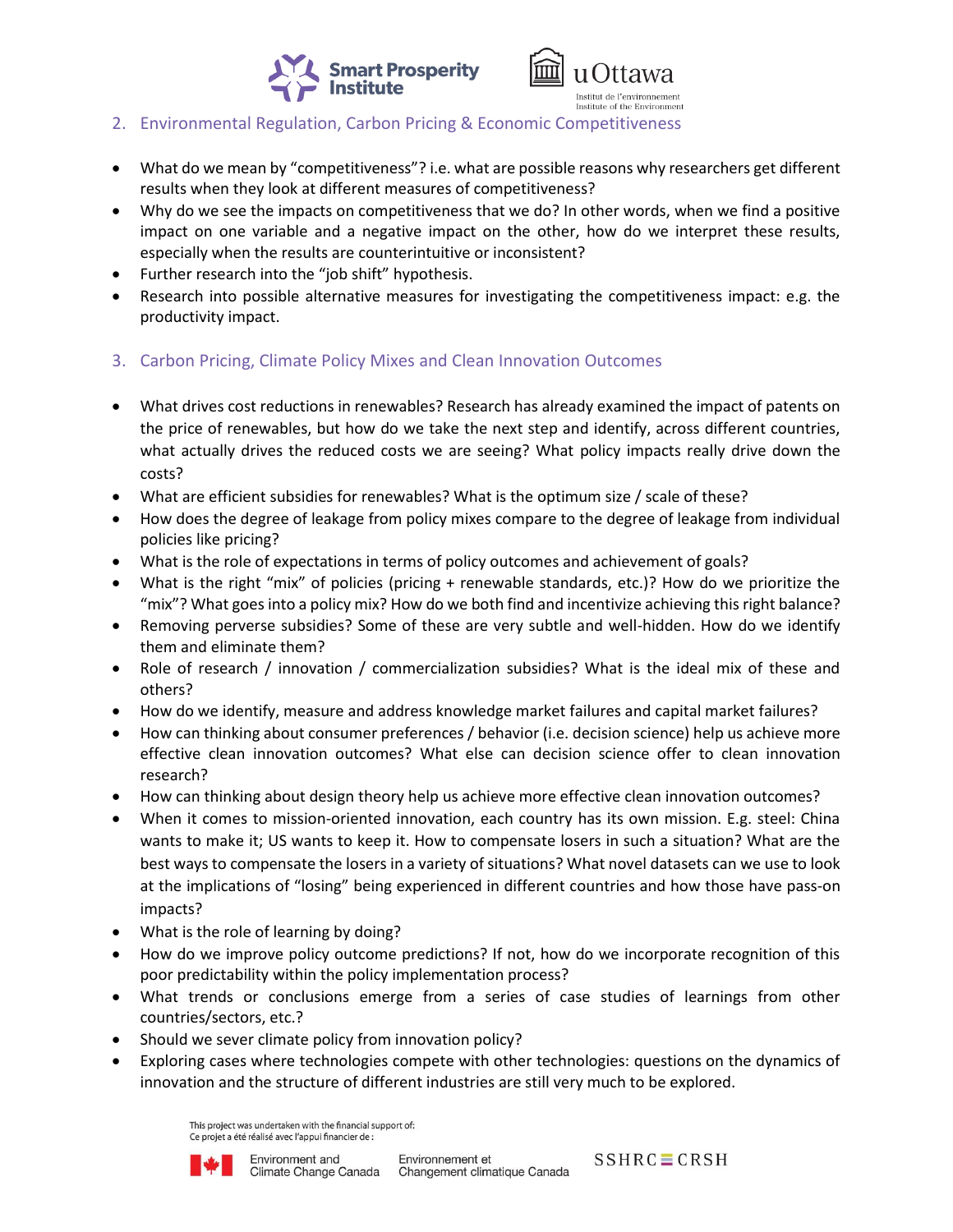## 2. Environmental Regulation, Carbon Pricing & Economic Competitiveness

- What do we mean by "competitiveness"? i.e. what are possible reasons why researchers get different results when they look at different measures of competitiveness?
- Why do we see the impacts on competitiveness that we do? In other words, when we find a positive impact on one variable and a negative impact on the other, how do we interpret these results, especially when the results are counterintuitive or inconsistent?
- Further research into the "job shift" hypothesis.
- Research into possible alternative measures for investigating the competitiveness impact: e.g. the productivity impact.

## 3. Carbon Pricing, Climate Policy Mixes and Clean Innovation Outcomes

- What drives cost reductions in renewables? Research has already examined the impact of patents on the price of renewables, but how do we take the next step and identify, across different countries, what actually drives the reduced costs we are seeing? What policy impacts really drive down the costs?
- What are efficient subsidies for renewables? What is the optimum size / scale of these?
- How does the degree of leakage from policy mixes compare to the degree of leakage from individual policies like pricing?
- What is the role of expectations in terms of policy outcomes and achievement of goals?
- What is the right "mix" of policies (pricing + renewable standards, etc.)? How do we prioritize the "mix"? What goes into a policy mix? How do we both find and incentivize achieving this right balance?
- Removing perverse subsidies? Some of these are very subtle and well-hidden. How do we identify them and eliminate them?
- Role of research / innovation / commercialization subsidies? What is the ideal mix of these and others?
- How do we identify, measure and address knowledge market failures and capital market failures?
- How can thinking about consumer preferences / behavior (i.e. decision science) help us achieve more effective clean innovation outcomes? What else can decision science offer to clean innovation research?
- How can thinking about design theory help us achieve more effective clean innovation outcomes?
- When it comes to mission-oriented innovation, each country has its own mission. E.g. steel: China wants to make it; US wants to keep it. How to compensate losers in such a situation? What are the best ways to compensate the losers in a variety of situations? What novel datasets can we use to look at the implications of "losing" being experienced in different countries and how those have pass-on impacts?
- What is the role of learning by doing?
- How do we improve policy outcome predictions? If not, how do we incorporate recognition of this poor predictability within the policy implementation process?
- What trends or conclusions emerge from a series of case studies of learnings from other countries/sectors, etc.?
- Should we sever climate policy from innovation policy?
- Exploring cases where technologies compete with other technologies: questions on the dynamics of innovation and the structure of different industries are still very much to be explored.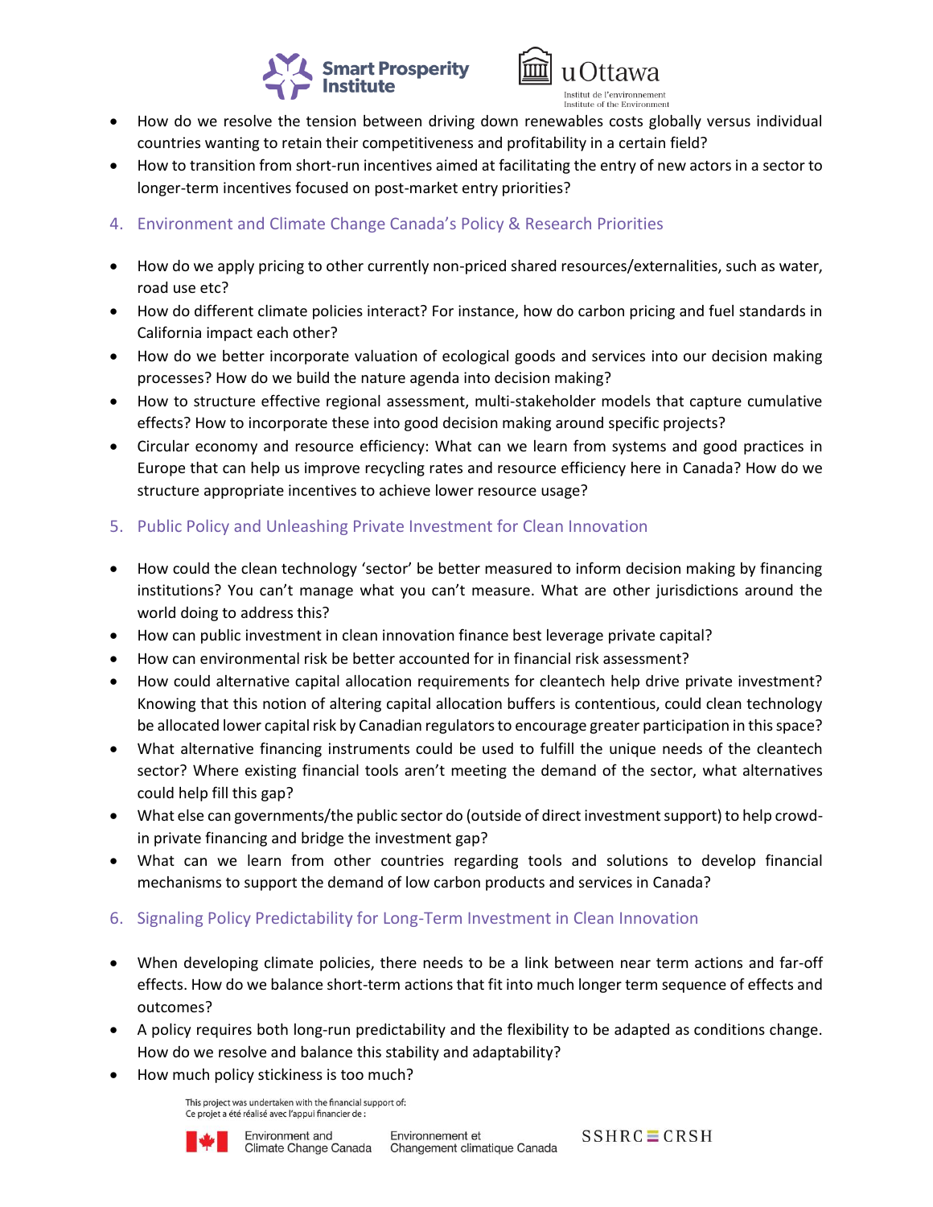- How do we resolve the tension between driving down renewables costs globally versus individual countries wanting to retain their competitiveness and profitability in a certain field?
- How to transition from short-run incentives aimed at facilitating the entry of new actors in a sector to longer-term incentives focused on post-market entry priorities?

## 4. Environment and Climate Change Canada's Policy & Research Priorities

- How do we apply pricing to other currently non-priced shared resources/externalities, such as water, road use etc?
- How do different climate policies interact? For instance, how do carbon pricing and fuel standards in California impact each other?
- How do we better incorporate valuation of ecological goods and services into our decision making processes? How do we build the nature agenda into decision making?
- How to structure effective regional assessment, multi-stakeholder models that capture cumulative effects? How to incorporate these into good decision making around specific projects?
- Circular economy and resource efficiency: What can we learn from systems and good practices in Europe that can help us improve recycling rates and resource efficiency here in Canada? How do we structure appropriate incentives to achieve lower resource usage?

## 5. Public Policy and Unleashing Private Investment for Clean Innovation

- How could the clean technology 'sector' be better measured to inform decision making by financing institutions? You can't manage what you can't measure. What are other jurisdictions around the world doing to address this?
- How can public investment in clean innovation finance best leverage private capital?
- How can environmental risk be better accounted for in financial risk assessment?
- How could alternative capital allocation requirements for cleantech help drive private investment? Knowing that this notion of altering capital allocation buffers is contentious, could clean technology be allocated lower capital risk by Canadian regulators to encourage greater participation in this space?
- What alternative financing instruments could be used to fulfill the unique needs of the cleantech sector? Where existing financial tools aren't meeting the demand of the sector, what alternatives could help fill this gap?
- What else can governments/the public sector do (outside of direct investment support) to help crowd-in private financing and bridge the investment gap?
- What can we learn from other countries regarding tools and solutions to develop financial mechanisms to support the demand of low carbon products and services in Canada?

## 6. Signaling Policy Predictability for Long-Term Investment in Clean Innovation

- When developing climate policies, there needs to be a link between near term actions and far-off effects. How do we balance short-term actions that fit into much longer term sequence of effects and outcomes?
- A policy requires both long-run predictability and the flexibility to be adapted as conditions change. How do we resolve and balance this stability and adaptability?
- How much policy stickiness is too much?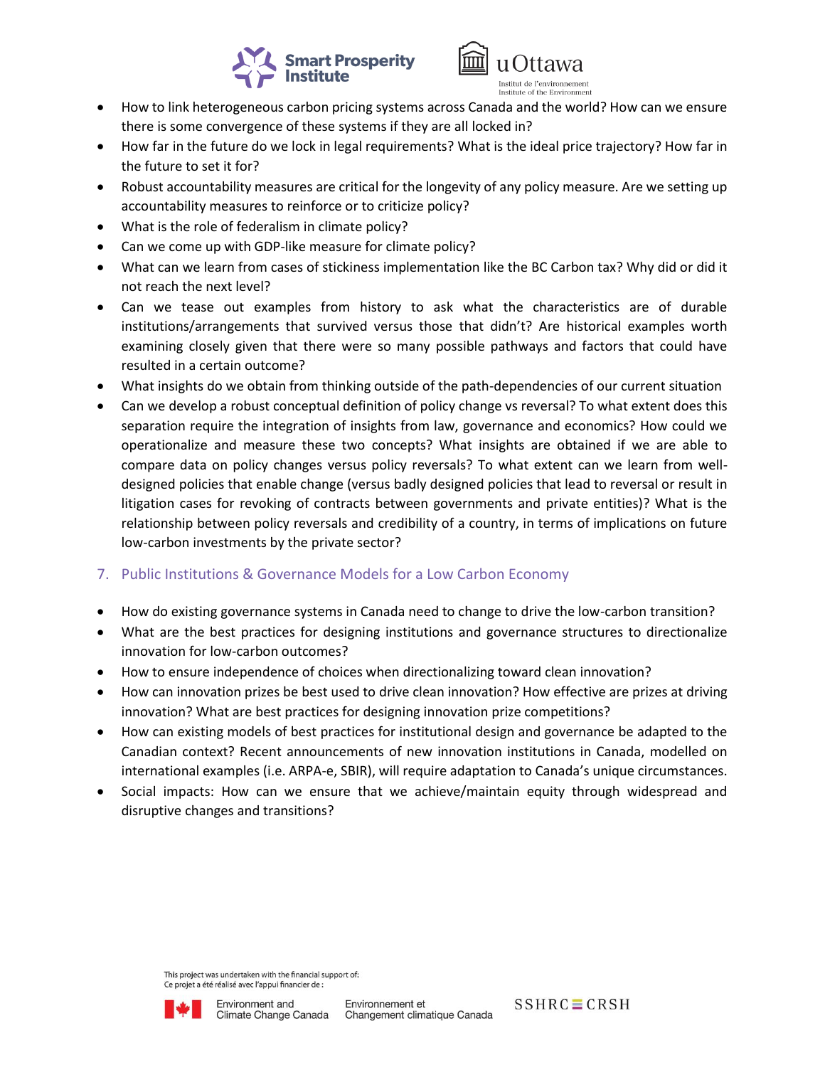- How to link heterogeneous carbon pricing systems across Canada and the world? How can we ensure there is some convergence of these systems if they are all locked in?
- How far in the future do we lock in legal requirements? What is the ideal price trajectory? How far in the future to set it for?
- Robust accountability measures are critical for the longevity of any policy measure. Are we setting up accountability measures to reinforce or to criticize policy?
- What is the role of federalism in climate policy?
- Can we come up with GDP-like measure for climate policy?
- What can we learn from cases of stickiness implementation like the BC Carbon tax? Why did or did it not reach the next level?
- Can we tease out examples from history to ask what the characteristics are of durable institutions/arrangements that survived versus those that didn't? Are historical examples worth examining closely given that there were so many possible pathways and factors that could have resulted in a certain outcome?
- What insights do we obtain from thinking outside of the path-dependencies of our current situation
- Can we develop a robust conceptual definition of policy change vs reversal? To what extent does this separation require the integration of insights from law, governance and economics? How could we operationalize and measure these two concepts? What insights are obtained if we are able to compare data on policy changes versus policy reversals? To what extent can we learn from well-designed policies that enable change (versus badly designed policies that lead to reversal or result in litigation cases for revoking of contracts between governments and private entities)? What is the relationship between policy reversals and credibility of a country, in terms of implications on future low-carbon investments by the private sector?

## 7. Public Institutions & Governance Models for a Low Carbon Economy

- How do existing governance systems in Canada need to change to drive the low-carbon transition?
- What are the best practices for designing institutions and governance structures to directionalize innovation for low-carbon outcomes?
- How to ensure independence of choices when directionalizing toward clean innovation?
- How can innovation prizes be best used to drive clean innovation? How effective are prizes at driving innovation? What are best practices for designing innovation prize competitions?
- How can existing models of best practices for institutional design and governance be adapted to the Canadian context? Recent announcements of new innovation institutions in Canada, modelled on international examples (i.e. ARPA-e, SBIR), will require adaptation to Canada's unique circumstances.
- Social impacts: How can we ensure that we achieve/maintain equity through widespread and disruptive changes and transitions?

This project was undertaken with the financial support of:
Ce projet a été réalisé avec l'appui financier de :

Environment and Climate Change Canada — Environnement et Changement climatique Canada — SSHRC ≡ CRSH